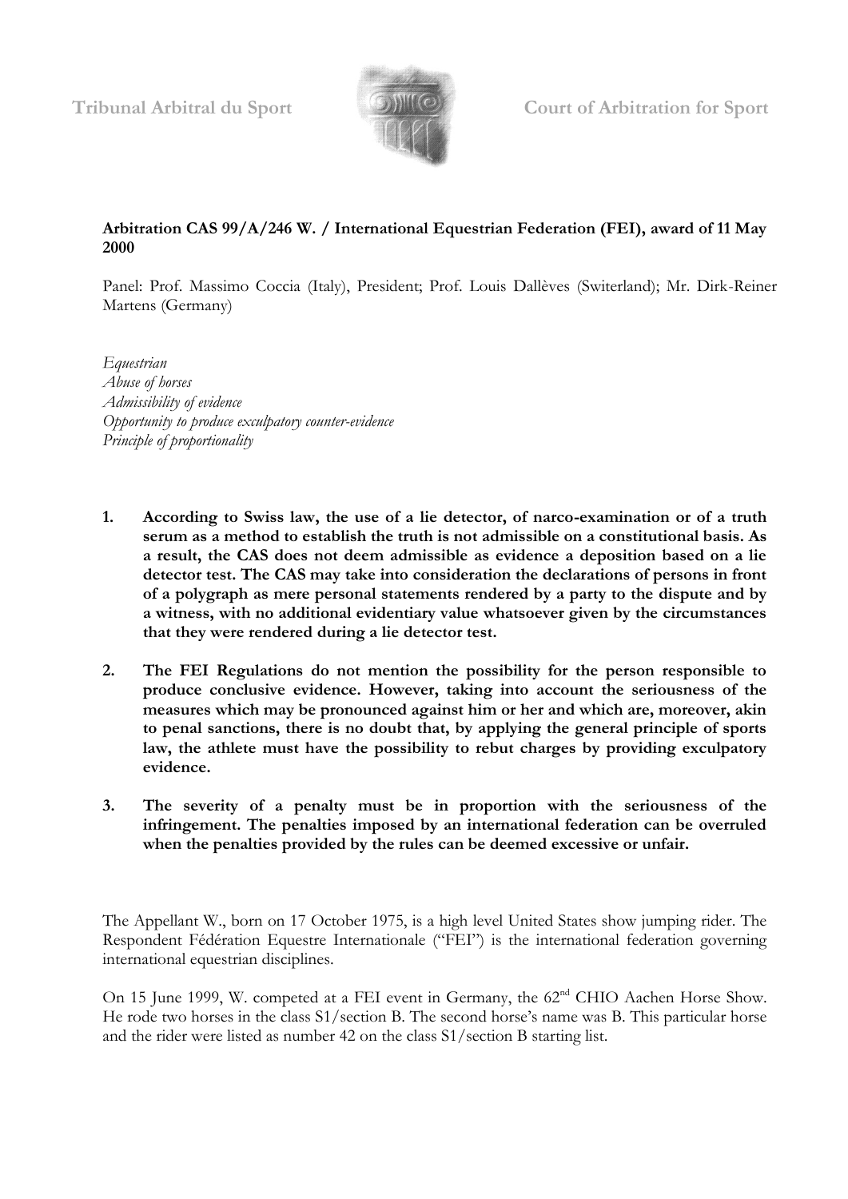Tribunal Arbitral du Sport — Court of Arbitration for Sport

**Arbitration CAS 99/A/246 W. / International Equestrian Federation (FEI), award of 11 May 2000**

Panel: Prof. Massimo Coccia (Italy), President; Prof. Louis Dallèves (Switerland); Mr. Dirk-Reiner Martens (Germany)

*Equestrian*
*Abuse of horses*
*Admissibility of evidence*
*Opportunity to produce exculpatory counter-evidence*
*Principle of proportionality*

1. **According to Swiss law, the use of a lie detector, of narco-examination or of a truth serum as a method to establish the truth is not admissible on a constitutional basis. As a result, the CAS does not deem admissible as evidence a deposition based on a lie detector test. The CAS may take into consideration the declarations of persons in front of a polygraph as mere personal statements rendered by a party to the dispute and by a witness, with no additional evidentiary value whatsoever given by the circumstances that they were rendered during a lie detector test.**

2. **The FEI Regulations do not mention the possibility for the person responsible to produce conclusive evidence. However, taking into account the seriousness of the measures which may be pronounced against him or her and which are, moreover, akin to penal sanctions, there is no doubt that, by applying the general principle of sports law, the athlete must have the possibility to rebut charges by providing exculpatory evidence.**

3. **The severity of a penalty must be in proportion with the seriousness of the infringement. The penalties imposed by an international federation can be overruled when the penalties provided by the rules can be deemed excessive or unfair.**

The Appellant W., born on 17 October 1975, is a high level United States show jumping rider. The Respondent Fédération Equestre Internationale ("FEI") is the international federation governing international equestrian disciplines.

On 15 June 1999, W. competed at a FEI event in Germany, the 62nd CHIO Aachen Horse Show. He rode two horses in the class S1/section B. The second horse's name was B. This particular horse and the rider were listed as number 42 on the class S1/section B starting list.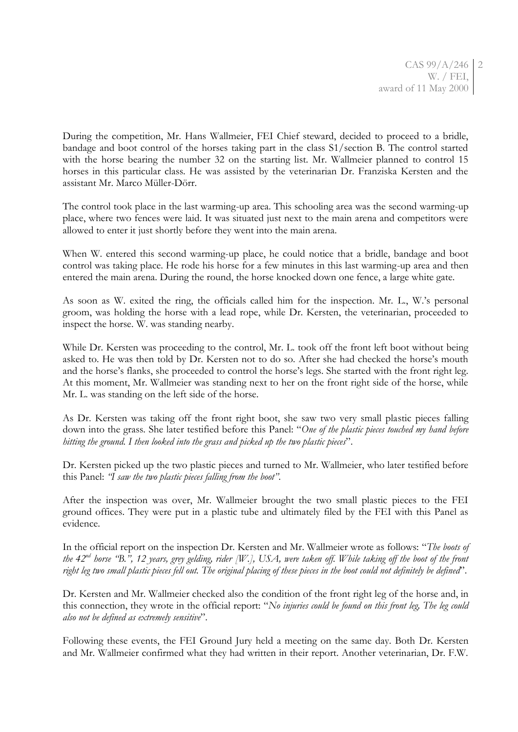During the competition, Mr. Hans Wallmeier, FEI Chief steward, decided to proceed to a bridle, bandage and boot control of the horses taking part in the class S1/section B. The control started with the horse bearing the number 32 on the starting list. Mr. Wallmeier planned to control 15 horses in this particular class. He was assisted by the veterinarian Dr. Franziska Kersten and the assistant Mr. Marco Müller-Dörr.

The control took place in the last warming-up area. This schooling area was the second warming-up place, where two fences were laid. It was situated just next to the main arena and competitors were allowed to enter it just shortly before they went into the main arena.

When W. entered this second warming-up place, he could notice that a bridle, bandage and boot control was taking place. He rode his horse for a few minutes in this last warming-up area and then entered the main arena. During the round, the horse knocked down one fence, a large white gate.

As soon as W. exited the ring, the officials called him for the inspection. Mr. L., W.'s personal groom, was holding the horse with a lead rope, while Dr. Kersten, the veterinarian, proceeded to inspect the horse. W. was standing nearby.

While Dr. Kersten was proceeding to the control, Mr. L. took off the front left boot without being asked to. He was then told by Dr. Kersten not to do so. After she had checked the horse's mouth and the horse's flanks, she proceeded to control the horse's legs. She started with the front right leg. At this moment, Mr. Wallmeier was standing next to her on the front right side of the horse, while Mr. L. was standing on the left side of the horse.

As Dr. Kersten was taking off the front right boot, she saw two very small plastic pieces falling down into the grass. She later testified before this Panel: "*One of the plastic pieces touched my hand before hitting the ground. I then looked into the grass and picked up the two plastic pieces*".

Dr. Kersten picked up the two plastic pieces and turned to Mr. Wallmeier, who later testified before this Panel: *"I saw the two plastic pieces falling from the boot"*.

After the inspection was over, Mr. Wallmeier brought the two small plastic pieces to the FEI ground offices. They were put in a plastic tube and ultimately filed by the FEI with this Panel as evidence.

In the official report on the inspection Dr. Kersten and Mr. Wallmeier wrote as follows: "*The boots of the 42nd horse "B.", 12 years, grey gelding, rider [W.], USA, were taken off. While taking off the boot of the front right leg two small plastic pieces fell out. The original placing of these pieces in the boot could not definitely be defined*".

Dr. Kersten and Mr. Wallmeier checked also the condition of the front right leg of the horse and, in this connection, they wrote in the official report: "*No injuries could be found on this front leg, The leg could also not be defined as extremely sensitive*".

Following these events, the FEI Ground Jury held a meeting on the same day. Both Dr. Kersten and Mr. Wallmeier confirmed what they had written in their report. Another veterinarian, Dr. F.W.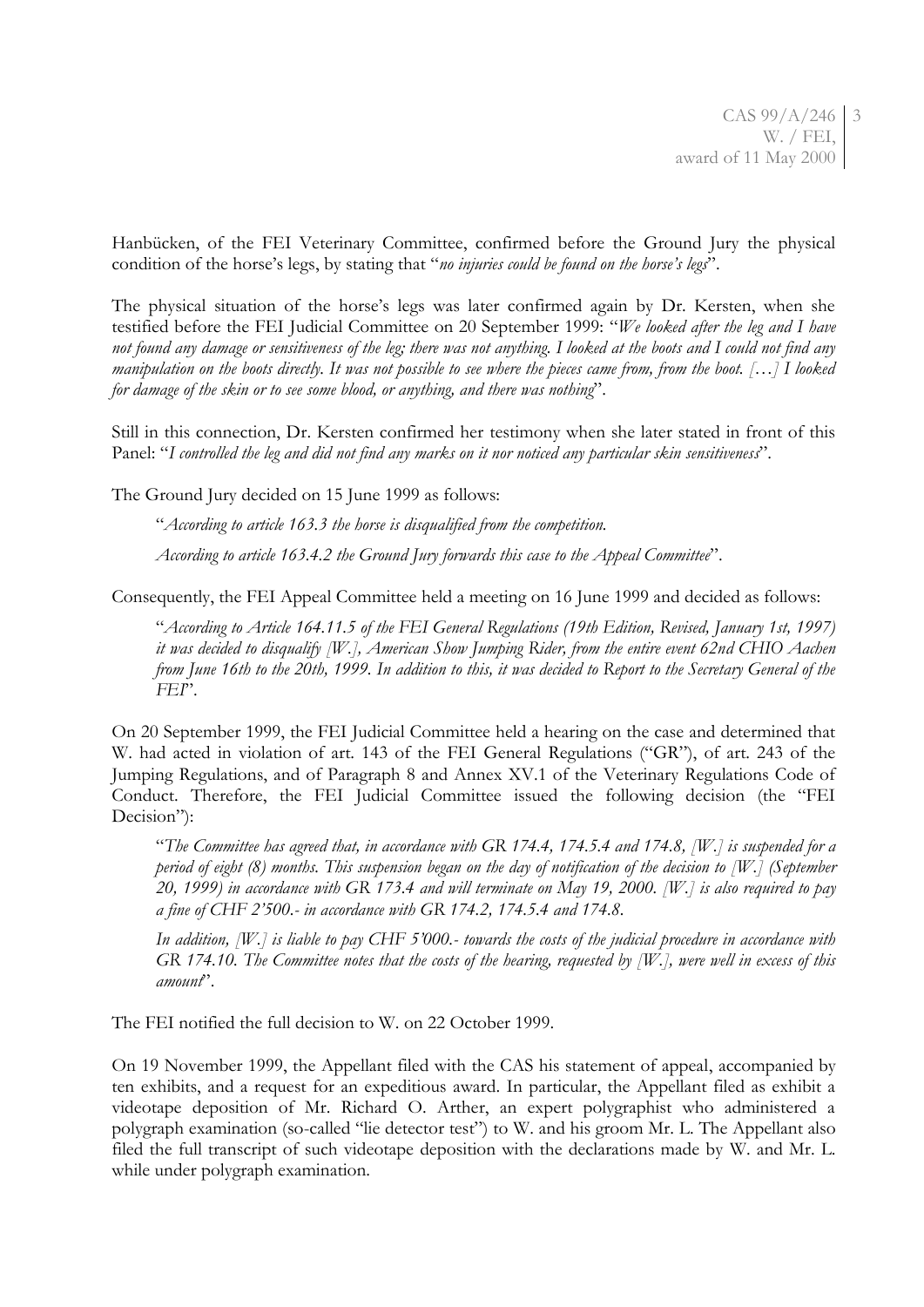Hanbücken, of the FEI Veterinary Committee, confirmed before the Ground Jury the physical condition of the horse's legs, by stating that "*no injuries could be found on the horse's legs*".

The physical situation of the horse's legs was later confirmed again by Dr. Kersten, when she testified before the FEI Judicial Committee on 20 September 1999: "*We looked after the leg and I have not found any damage or sensitiveness of the leg; there was not anything. I looked at the boots and I could not find any manipulation on the boots directly. It was not possible to see where the pieces came from, from the boot. […] I looked for damage of the skin or to see some blood, or anything, and there was nothing*".

Still in this connection, Dr. Kersten confirmed her testimony when she later stated in front of this Panel: "*I controlled the leg and did not find any marks on it nor noticed any particular skin sensitiveness*".

The Ground Jury decided on 15 June 1999 as follows:

> "*According to article 163.3 the horse is disqualified from the competition.*
>
> *According to article 163.4.2 the Ground Jury forwards this case to the Appeal Committee*".

Consequently, the FEI Appeal Committee held a meeting on 16 June 1999 and decided as follows:

> "*According to Article 164.11.5 of the FEI General Regulations (19th Edition, Revised, January 1st, 1997) it was decided to disqualify [W.], American Show Jumping Rider, from the entire event 62nd CHIO Aachen from June 16th to the 20th, 1999. In addition to this, it was decided to Report to the Secretary General of the FEI*".

On 20 September 1999, the FEI Judicial Committee held a hearing on the case and determined that W. had acted in violation of art. 143 of the FEI General Regulations ("GR"), of art. 243 of the Jumping Regulations, and of Paragraph 8 and Annex XV.1 of the Veterinary Regulations Code of Conduct. Therefore, the FEI Judicial Committee issued the following decision (the "FEI Decision"):

> "*The Committee has agreed that, in accordance with GR 174.4, 174.5.4 and 174.8, [W.] is suspended for a period of eight (8) months. This suspension began on the day of notification of the decision to [W.] (September 20, 1999) in accordance with GR 173.4 and will terminate on May 19, 2000. [W.] is also required to pay a fine of CHF 2'500.- in accordance with GR 174.2, 174.5.4 and 174.8.*
>
> *In addition, [W.] is liable to pay CHF 5'000.- towards the costs of the judicial procedure in accordance with GR 174.10. The Committee notes that the costs of the hearing, requested by [W.], were well in excess of this amount*".

The FEI notified the full decision to W. on 22 October 1999.

On 19 November 1999, the Appellant filed with the CAS his statement of appeal, accompanied by ten exhibits, and a request for an expeditious award. In particular, the Appellant filed as exhibit a videotape deposition of Mr. Richard O. Arther, an expert polygraphist who administered a polygraph examination (so-called "lie detector test") to W. and his groom Mr. L. The Appellant also filed the full transcript of such videotape deposition with the declarations made by W. and Mr. L. while under polygraph examination.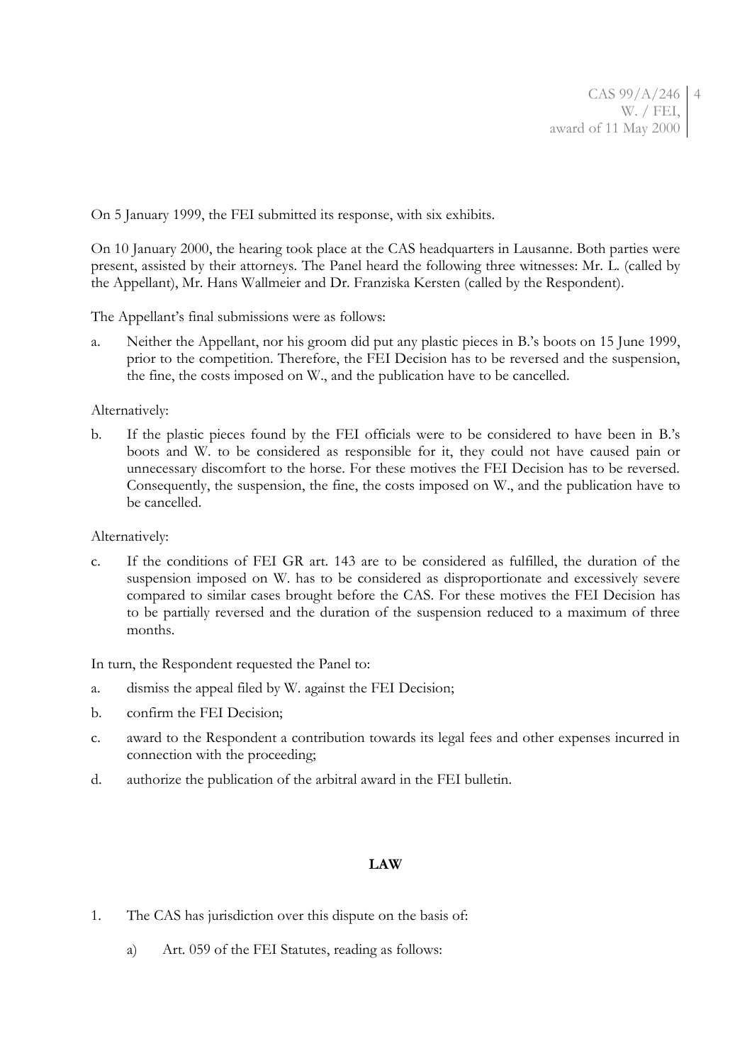On 5 January 1999, the FEI submitted its response, with six exhibits.

On 10 January 2000, the hearing took place at the CAS headquarters in Lausanne. Both parties were present, assisted by their attorneys. The Panel heard the following three witnesses: Mr. L. (called by the Appellant), Mr. Hans Wallmeier and Dr. Franziska Kersten (called by the Respondent).

The Appellant's final submissions were as follows:

a. Neither the Appellant, nor his groom did put any plastic pieces in B.'s boots on 15 June 1999, prior to the competition. Therefore, the FEI Decision has to be reversed and the suspension, the fine, the costs imposed on W., and the publication have to be cancelled.

Alternatively:

b. If the plastic pieces found by the FEI officials were to be considered to have been in B.'s boots and W. to be considered as responsible for it, they could not have caused pain or unnecessary discomfort to the horse. For these motives the FEI Decision has to be reversed. Consequently, the suspension, the fine, the costs imposed on W., and the publication have to be cancelled.

Alternatively:

c. If the conditions of FEI GR art. 143 are to be considered as fulfilled, the duration of the suspension imposed on W. has to be considered as disproportionate and excessively severe compared to similar cases brought before the CAS. For these motives the FEI Decision has to be partially reversed and the duration of the suspension reduced to a maximum of three months.

In turn, the Respondent requested the Panel to:

a. dismiss the appeal filed by W. against the FEI Decision;

b. confirm the FEI Decision;

c. award to the Respondent a contribution towards its legal fees and other expenses incurred in connection with the proceeding;

d. authorize the publication of the arbitral award in the FEI bulletin.

## LAW

1. The CAS has jurisdiction over this dispute on the basis of:

   a) Art. 059 of the FEI Statutes, reading as follows: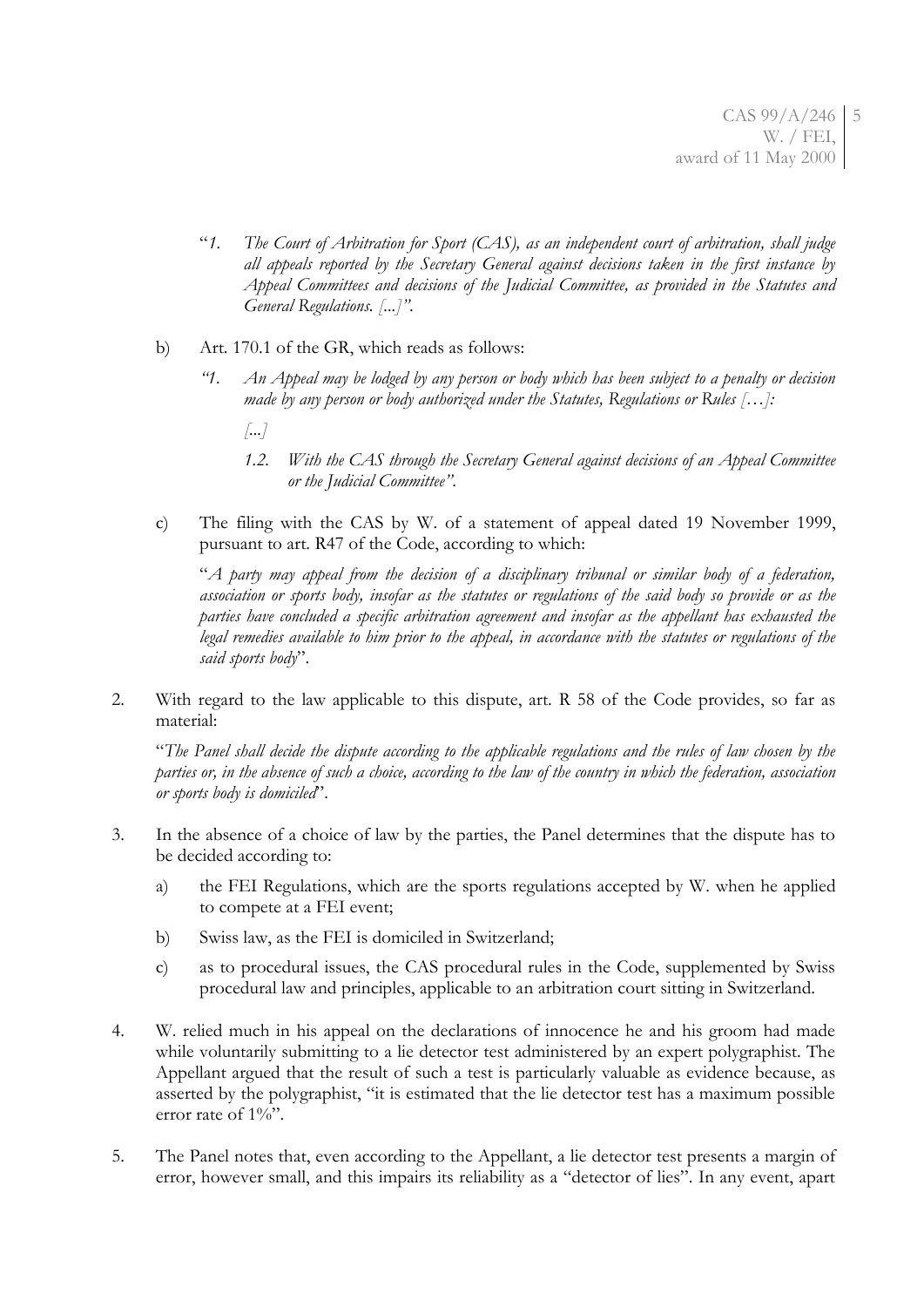"*1. The Court of Arbitration for Sport (CAS), as an independent court of arbitration, shall judge all appeals reported by the Secretary General against decisions taken in the first instance by Appeal Committees and decisions of the Judicial Committee, as provided in the Statutes and General Regulations. [...]".*

b) Art. 170.1 of the GR, which reads as follows:

*"1. An Appeal may be lodged by any person or body which has been subject to a penalty or decision made by any person or body authorized under the Statutes, Regulations or Rules […]:*

*[...]*

*1.2. With the CAS through the Secretary General against decisions of an Appeal Committee or the Judicial Committee".*

c) The filing with the CAS by W. of a statement of appeal dated 19 November 1999, pursuant to art. R47 of the Code, according to which:

"*A party may appeal from the decision of a disciplinary tribunal or similar body of a federation, association or sports body, insofar as the statutes or regulations of the said body so provide or as the parties have concluded a specific arbitration agreement and insofar as the appellant has exhausted the legal remedies available to him prior to the appeal, in accordance with the statutes or regulations of the said sports body*".

2. With regard to the law applicable to this dispute, art. R 58 of the Code provides, so far as material:

"*The Panel shall decide the dispute according to the applicable regulations and the rules of law chosen by the parties or, in the absence of such a choice, according to the law of the country in which the federation, association or sports body is domiciled*".

3. In the absence of a choice of law by the parties, the Panel determines that the dispute has to be decided according to:

a) the FEI Regulations, which are the sports regulations accepted by W. when he applied to compete at a FEI event;

b) Swiss law, as the FEI is domiciled in Switzerland;

c) as to procedural issues, the CAS procedural rules in the Code, supplemented by Swiss procedural law and principles, applicable to an arbitration court sitting in Switzerland.

4. W. relied much in his appeal on the declarations of innocence he and his groom had made while voluntarily submitting to a lie detector test administered by an expert polygraphist. The Appellant argued that the result of such a test is particularly valuable as evidence because, as asserted by the polygraphist, "it is estimated that the lie detector test has a maximum possible error rate of 1%".

5. The Panel notes that, even according to the Appellant, a lie detector test presents a margin of error, however small, and this impairs its reliability as a "detector of lies". In any event, apart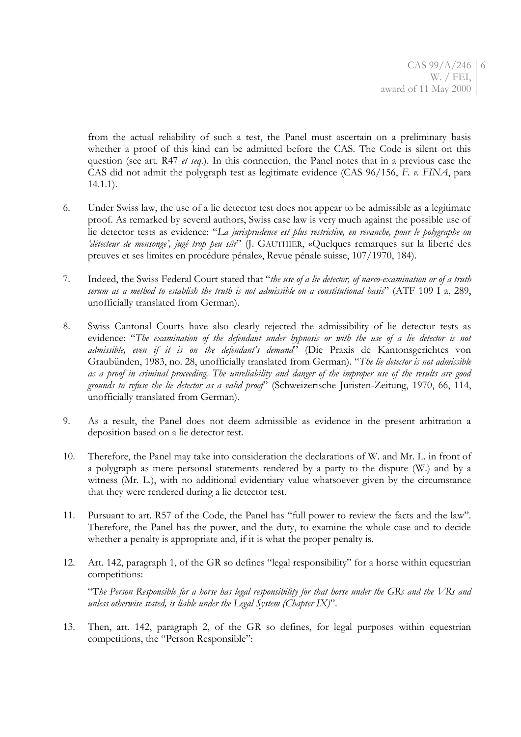from the actual reliability of such a test, the Panel must ascertain on a preliminary basis whether a proof of this kind can be admitted before the CAS. The Code is silent on this question (see art. R47 *et seq.*). In this connection, the Panel notes that in a previous case the CAS did not admit the polygraph test as legitimate evidence (CAS 96/156, *F. v. FINA*, para 14.1.1).

6. Under Swiss law, the use of a lie detector test does not appear to be admissible as a legitimate proof. As remarked by several authors, Swiss case law is very much against the possible use of lie detector tests as evidence: "*La jurisprudence est plus restrictive, en revanche, pour le polygraphe ou 'détecteur de mensonge', jugé trop peu sûr*" (J. GAUTHIER, «Quelques remarques sur la liberté des preuves et ses limites en procédure pénale», Revue pénale suisse, 107/1970, 184).

7. Indeed, the Swiss Federal Court stated that "*the use of a lie detector, of narco-examination or of a truth serum as a method to establish the truth is not admissible on a constitutional basis*" (ATF 109 I a, 289, unofficially translated from German).

8. Swiss Cantonal Courts have also clearly rejected the admissibility of lie detector tests as evidence: "*The examination of the defendant under hypnosis or with the use of a lie detector is not admissible, even if it is on the defendant's demand*" (Die Praxis de Kantonsgerichtes von Graubünden, 1983, no. 28, unofficially translated from German). "*The lie detector is not admissible as a proof in criminal proceeding. The unreliability and danger of the improper use of the results are good grounds to refuse the lie detector as a valid proof*" (Schweizerische Juristen-Zeitung, 1970, 66, 114, unofficially translated from German).

9. As a result, the Panel does not deem admissible as evidence in the present arbitration a deposition based on a lie detector test.

10. Therefore, the Panel may take into consideration the declarations of W. and Mr. L. in front of a polygraph as mere personal statements rendered by a party to the dispute (W.) and by a witness (Mr. L.), with no additional evidentiary value whatsoever given by the circumstance that they were rendered during a lie detector test.

11. Pursuant to art. R57 of the Code, the Panel has "full power to review the facts and the law". Therefore, the Panel has the power, and the duty, to examine the whole case and to decide whether a penalty is appropriate and, if it is what the proper penalty is.

12. Art. 142, paragraph 1, of the GR so defines "legal responsibility" for a horse within equestrian competitions:

    "*The Person Responsible for a horse has legal responsibility for that horse under the GRs and the VRs and unless otherwise stated, is liable under the Legal System (Chapter IX)*".

13. Then, art. 142, paragraph 2, of the GR so defines, for legal purposes within equestrian competitions, the "Person Responsible":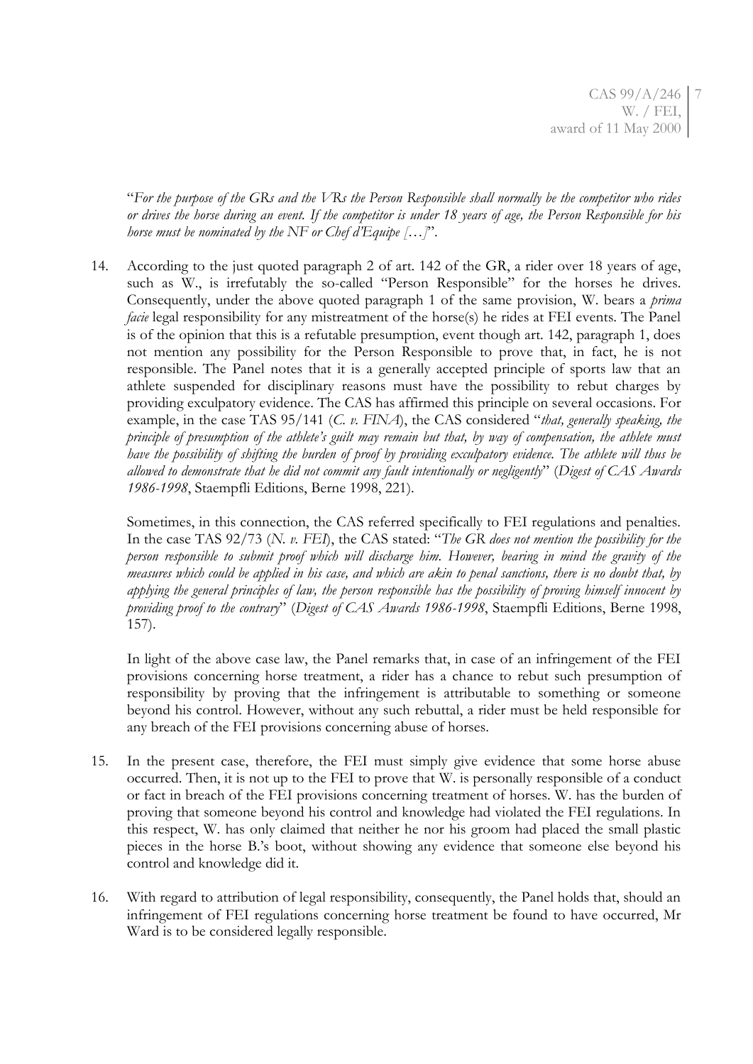"*For the purpose of the GRs and the VRs the Person Responsible shall normally be the competitor who rides or drives the horse during an event. If the competitor is under 18 years of age, the Person Responsible for his horse must be nominated by the NF or Chef d'Equipe […]*".

14. According to the just quoted paragraph 2 of art. 142 of the GR, a rider over 18 years of age, such as W., is irrefutably the so-called "Person Responsible" for the horses he drives. Consequently, under the above quoted paragraph 1 of the same provision, W. bears a *prima facie* legal responsibility for any mistreatment of the horse(s) he rides at FEI events. The Panel is of the opinion that this is a refutable presumption, event though art. 142, paragraph 1, does not mention any possibility for the Person Responsible to prove that, in fact, he is not responsible. The Panel notes that it is a generally accepted principle of sports law that an athlete suspended for disciplinary reasons must have the possibility to rebut charges by providing exculpatory evidence. The CAS has affirmed this principle on several occasions. For example, in the case TAS 95/141 (*C. v. FINA*), the CAS considered "*that, generally speaking, the principle of presumption of the athlete's guilt may remain but that, by way of compensation, the athlete must have the possibility of shifting the burden of proof by providing exculpatory evidence. The athlete will thus be allowed to demonstrate that he did not commit any fault intentionally or negligently*" (*Digest of CAS Awards 1986-1998*, Staempfli Editions, Berne 1998, 221).

    Sometimes, in this connection, the CAS referred specifically to FEI regulations and penalties. In the case TAS 92/73 (*N. v. FEI*), the CAS stated: "*The GR does not mention the possibility for the person responsible to submit proof which will discharge him. However, bearing in mind the gravity of the measures which could be applied in his case, and which are akin to penal sanctions, there is no doubt that, by applying the general principles of law, the person responsible has the possibility of proving himself innocent by providing proof to the contrary*" (*Digest of CAS Awards 1986-1998*, Staempfli Editions, Berne 1998, 157).

    In light of the above case law, the Panel remarks that, in case of an infringement of the FEI provisions concerning horse treatment, a rider has a chance to rebut such presumption of responsibility by proving that the infringement is attributable to something or someone beyond his control. However, without any such rebuttal, a rider must be held responsible for any breach of the FEI provisions concerning abuse of horses.

15. In the present case, therefore, the FEI must simply give evidence that some horse abuse occurred. Then, it is not up to the FEI to prove that W. is personally responsible of a conduct or fact in breach of the FEI provisions concerning treatment of horses. W. has the burden of proving that someone beyond his control and knowledge had violated the FEI regulations. In this respect, W. has only claimed that neither he nor his groom had placed the small plastic pieces in the horse B.'s boot, without showing any evidence that someone else beyond his control and knowledge did it.

16. With regard to attribution of legal responsibility, consequently, the Panel holds that, should an infringement of FEI regulations concerning horse treatment be found to have occurred, Mr Ward is to be considered legally responsible.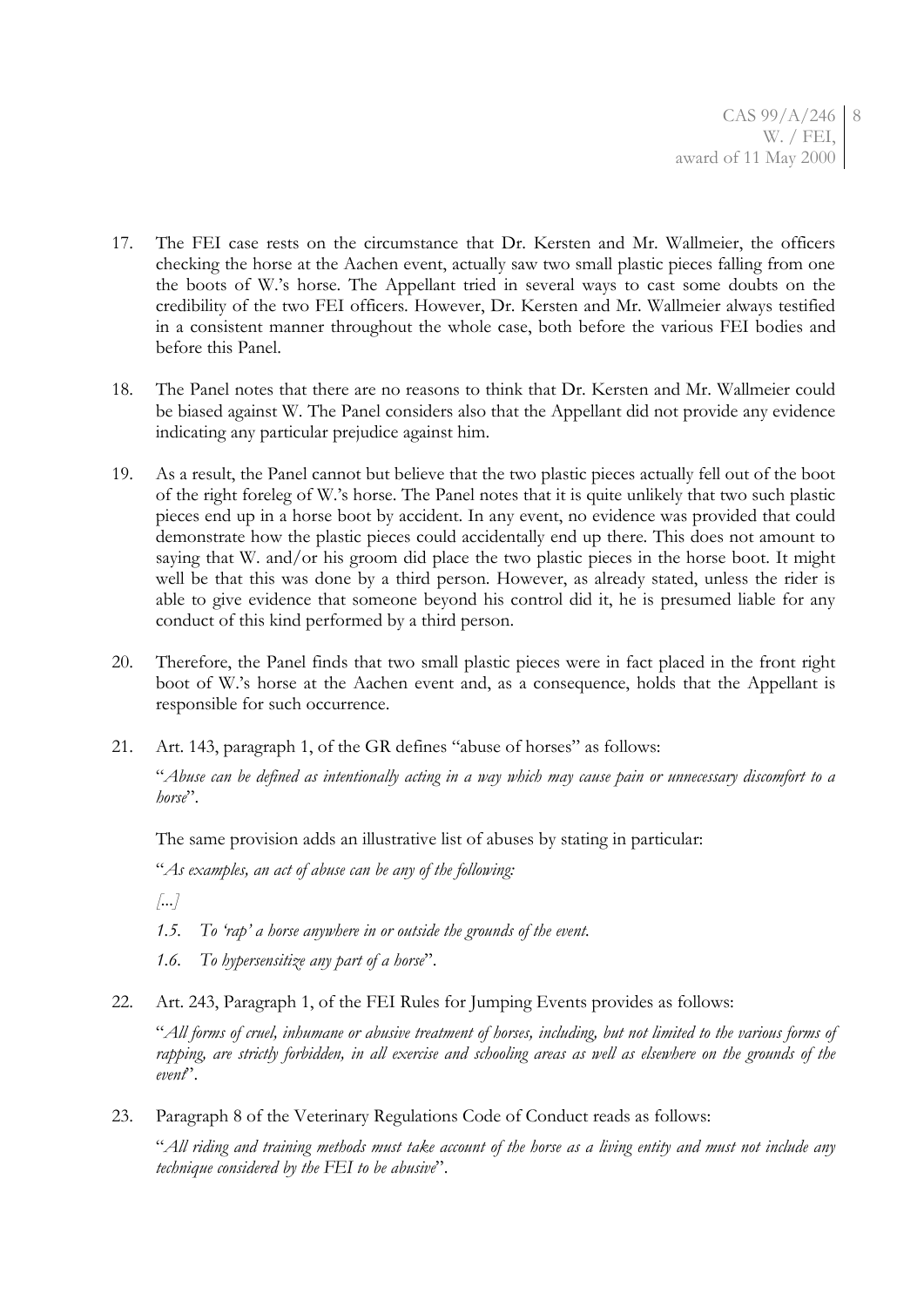17. The FEI case rests on the circumstance that Dr. Kersten and Mr. Wallmeier, the officers checking the horse at the Aachen event, actually saw two small plastic pieces falling from one the boots of W.'s horse. The Appellant tried in several ways to cast some doubts on the credibility of the two FEI officers. However, Dr. Kersten and Mr. Wallmeier always testified in a consistent manner throughout the whole case, both before the various FEI bodies and before this Panel.

18. The Panel notes that there are no reasons to think that Dr. Kersten and Mr. Wallmeier could be biased against W. The Panel considers also that the Appellant did not provide any evidence indicating any particular prejudice against him.

19. As a result, the Panel cannot but believe that the two plastic pieces actually fell out of the boot of the right foreleg of W.'s horse. The Panel notes that it is quite unlikely that two such plastic pieces end up in a horse boot by accident. In any event, no evidence was provided that could demonstrate how the plastic pieces could accidentally end up there. This does not amount to saying that W. and/or his groom did place the two plastic pieces in the horse boot. It might well be that this was done by a third person. However, as already stated, unless the rider is able to give evidence that someone beyond his control did it, he is presumed liable for any conduct of this kind performed by a third person.

20. Therefore, the Panel finds that two small plastic pieces were in fact placed in the front right boot of W.'s horse at the Aachen event and, as a consequence, holds that the Appellant is responsible for such occurrence.

21. Art. 143, paragraph 1, of the GR defines "abuse of horses" as follows:

    "*Abuse can be defined as intentionally acting in a way which may cause pain or unnecessary discomfort to a horse*".

    The same provision adds an illustrative list of abuses by stating in particular:

    "*As examples, an act of abuse can be any of the following:*

    *[...]*

    *1.5. To 'rap' a horse anywhere in or outside the grounds of the event.*

    *1.6. To hypersensitize any part of a horse*".

22. Art. 243, Paragraph 1, of the FEI Rules for Jumping Events provides as follows:

    "*All forms of cruel, inhumane or abusive treatment of horses, including, but not limited to the various forms of rapping, are strictly forbidden, in all exercise and schooling areas as well as elsewhere on the grounds of the event*".

23. Paragraph 8 of the Veterinary Regulations Code of Conduct reads as follows:

    "*All riding and training methods must take account of the horse as a living entity and must not include any technique considered by the FEI to be abusive*".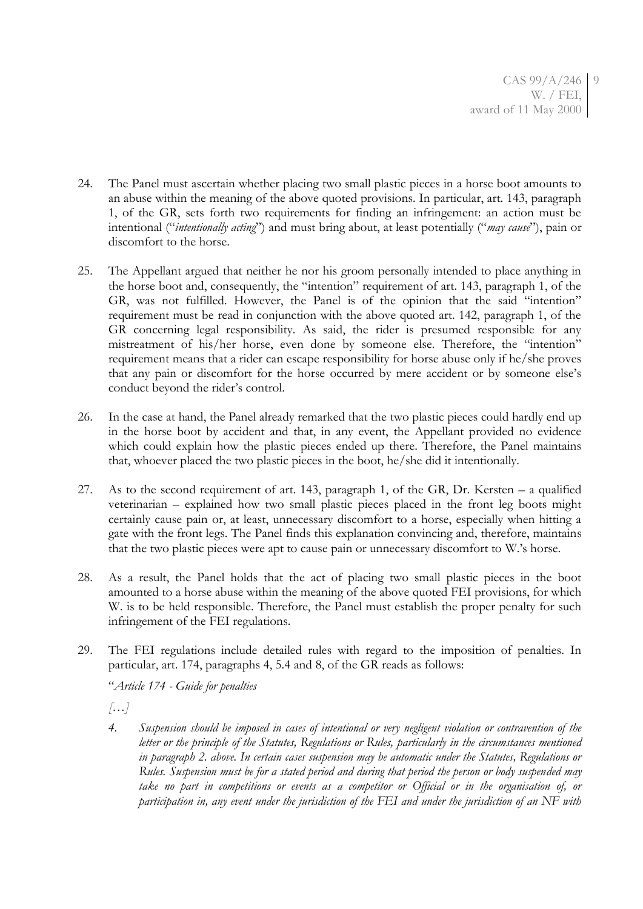24. The Panel must ascertain whether placing two small plastic pieces in a horse boot amounts to an abuse within the meaning of the above quoted provisions. In particular, art. 143, paragraph 1, of the GR, sets forth two requirements for finding an infringement: an action must be intentional ("*intentionally acting*") and must bring about, at least potentially ("*may cause*"), pain or discomfort to the horse.

25. The Appellant argued that neither he nor his groom personally intended to place anything in the horse boot and, consequently, the "intention" requirement of art. 143, paragraph 1, of the GR, was not fulfilled. However, the Panel is of the opinion that the said "intention" requirement must be read in conjunction with the above quoted art. 142, paragraph 1, of the GR concerning legal responsibility. As said, the rider is presumed responsible for any mistreatment of his/her horse, even done by someone else. Therefore, the "intention" requirement means that a rider can escape responsibility for horse abuse only if he/she proves that any pain or discomfort for the horse occurred by mere accident or by someone else's conduct beyond the rider's control.

26. In the case at hand, the Panel already remarked that the two plastic pieces could hardly end up in the horse boot by accident and that, in any event, the Appellant provided no evidence which could explain how the plastic pieces ended up there. Therefore, the Panel maintains that, whoever placed the two plastic pieces in the boot, he/she did it intentionally.

27. As to the second requirement of art. 143, paragraph 1, of the GR, Dr. Kersten – a qualified veterinarian – explained how two small plastic pieces placed in the front leg boots might certainly cause pain or, at least, unnecessary discomfort to a horse, especially when hitting a gate with the front legs. The Panel finds this explanation convincing and, therefore, maintains that the two plastic pieces were apt to cause pain or unnecessary discomfort to W.'s horse.

28. As a result, the Panel holds that the act of placing two small plastic pieces in the boot amounted to a horse abuse within the meaning of the above quoted FEI provisions, for which W. is to be held responsible. Therefore, the Panel must establish the proper penalty for such infringement of the FEI regulations.

29. The FEI regulations include detailed rules with regard to the imposition of penalties. In particular, art. 174, paragraphs 4, 5.4 and 8, of the GR reads as follows:

"*Article 174 - Guide for penalties*

*[…]*

*4. Suspension should be imposed in cases of intentional or very negligent violation or contravention of the letter or the principle of the Statutes, Regulations or Rules, particularly in the circumstances mentioned in paragraph 2. above. In certain cases suspension may be automatic under the Statutes, Regulations or Rules. Suspension must be for a stated period and during that period the person or body suspended may take no part in competitions or events as a competitor or Official or in the organisation of, or participation in, any event under the jurisdiction of the FEI and under the jurisdiction of an NF with*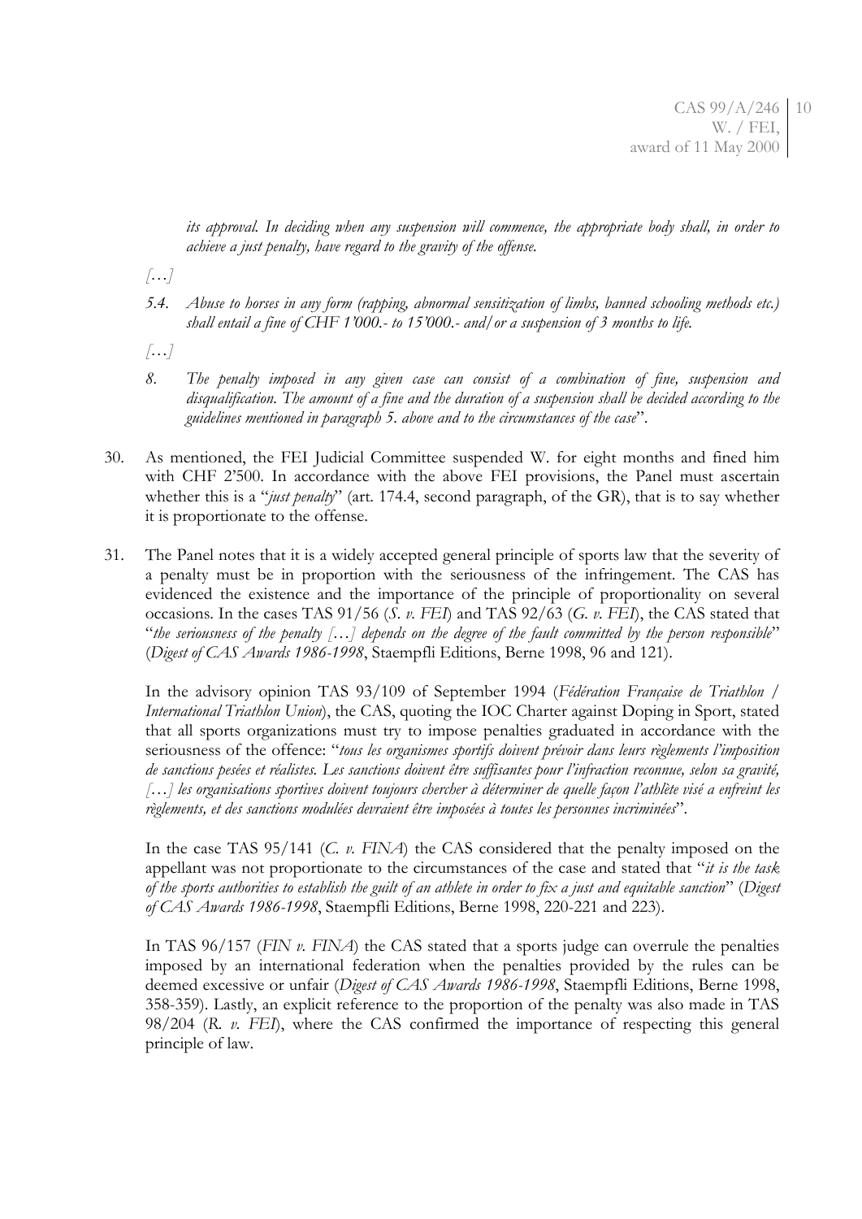*its approval. In deciding when any suspension will commence, the appropriate body shall, in order to achieve a just penalty, have regard to the gravity of the offense.*

*[…]*

*5.4. Abuse to horses in any form (rapping, abnormal sensitization of limbs, banned schooling methods etc.) shall entail a fine of CHF 1'000.- to 15'000.- and/or a suspension of 3 months to life.*

*[…]*

*8. The penalty imposed in any given case can consist of a combination of fine, suspension and disqualification. The amount of a fine and the duration of a suspension shall be decided according to the guidelines mentioned in paragraph 5. above and to the circumstances of the case*".

30. As mentioned, the FEI Judicial Committee suspended W. for eight months and fined him with CHF 2'500. In accordance with the above FEI provisions, the Panel must ascertain whether this is a "*just penalty*" (art. 174.4, second paragraph, of the GR), that is to say whether it is proportionate to the offense.

31. The Panel notes that it is a widely accepted general principle of sports law that the severity of a penalty must be in proportion with the seriousness of the infringement. The CAS has evidenced the existence and the importance of the principle of proportionality on several occasions. In the cases TAS 91/56 (*S. v. FEI*) and TAS 92/63 (*G. v. FEI*), the CAS stated that "*the seriousness of the penalty […] depends on the degree of the fault committed by the person responsible*" (*Digest of CAS Awards 1986-1998*, Staempfli Editions, Berne 1998, 96 and 121).

In the advisory opinion TAS 93/109 of September 1994 (*Fédération Française de Triathlon / International Triathlon Union*), the CAS, quoting the IOC Charter against Doping in Sport, stated that all sports organizations must try to impose penalties graduated in accordance with the seriousness of the offence: "*tous les organismes sportifs doivent prévoir dans leurs règlements l'imposition de sanctions pesées et réalistes. Les sanctions doivent être suffisantes pour l'infraction reconnue, selon sa gravité, […] les organisations sportives doivent toujours chercher à déterminer de quelle façon l'athlète visé a enfreint les règlements, et des sanctions modulées devraient être imposées à toutes les personnes incriminées*".

In the case TAS 95/141 (*C. v. FINA*) the CAS considered that the penalty imposed on the appellant was not proportionate to the circumstances of the case and stated that "*it is the task of the sports authorities to establish the guilt of an athlete in order to fix a just and equitable sanction*" (*Digest of CAS Awards 1986-1998*, Staempfli Editions, Berne 1998, 220-221 and 223).

In TAS 96/157 (*FIN v. FINA*) the CAS stated that a sports judge can overrule the penalties imposed by an international federation when the penalties provided by the rules can be deemed excessive or unfair (*Digest of CAS Awards 1986-1998*, Staempfli Editions, Berne 1998, 358-359). Lastly, an explicit reference to the proportion of the penalty was also made in TAS 98/204 (*R. v. FEI*), where the CAS confirmed the importance of respecting this general principle of law.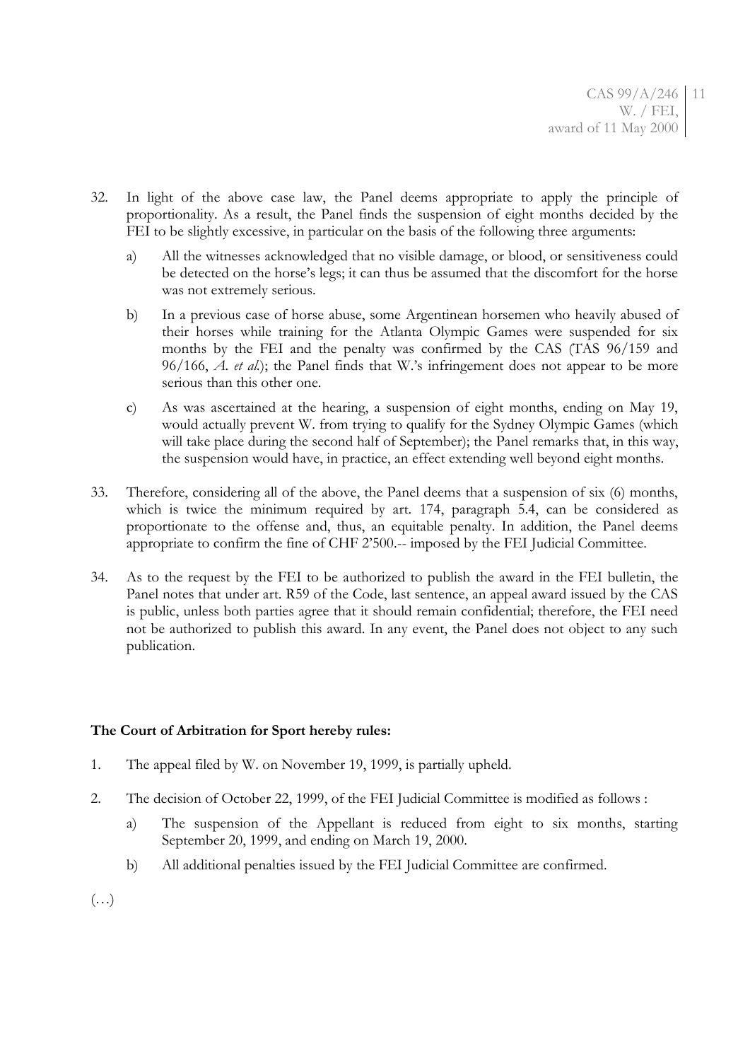32. In light of the above case law, the Panel deems appropriate to apply the principle of proportionality. As a result, the Panel finds the suspension of eight months decided by the FEI to be slightly excessive, in particular on the basis of the following three arguments:

    a) All the witnesses acknowledged that no visible damage, or blood, or sensitiveness could be detected on the horse's legs; it can thus be assumed that the discomfort for the horse was not extremely serious.

    b) In a previous case of horse abuse, some Argentinean horsemen who heavily abused of their horses while training for the Atlanta Olympic Games were suspended for six months by the FEI and the penalty was confirmed by the CAS (TAS 96/159 and 96/166, *A. et al.*); the Panel finds that W.'s infringement does not appear to be more serious than this other one.

    c) As was ascertained at the hearing, a suspension of eight months, ending on May 19, would actually prevent W. from trying to qualify for the Sydney Olympic Games (which will take place during the second half of September); the Panel remarks that, in this way, the suspension would have, in practice, an effect extending well beyond eight months.

33. Therefore, considering all of the above, the Panel deems that a suspension of six (6) months, which is twice the minimum required by art. 174, paragraph 5.4, can be considered as proportionate to the offense and, thus, an equitable penalty. In addition, the Panel deems appropriate to confirm the fine of CHF 2'500.-- imposed by the FEI Judicial Committee.

34. As to the request by the FEI to be authorized to publish the award in the FEI bulletin, the Panel notes that under art. R59 of the Code, last sentence, an appeal award issued by the CAS is public, unless both parties agree that it should remain confidential; therefore, the FEI need not be authorized to publish this award. In any event, the Panel does not object to any such publication.

**The Court of Arbitration for Sport hereby rules:**

1. The appeal filed by W. on November 19, 1999, is partially upheld.

2. The decision of October 22, 1999, of the FEI Judicial Committee is modified as follows :

    a) The suspension of the Appellant is reduced from eight to six months, starting September 20, 1999, and ending on March 19, 2000.

    b) All additional penalties issued by the FEI Judicial Committee are confirmed.

(…)